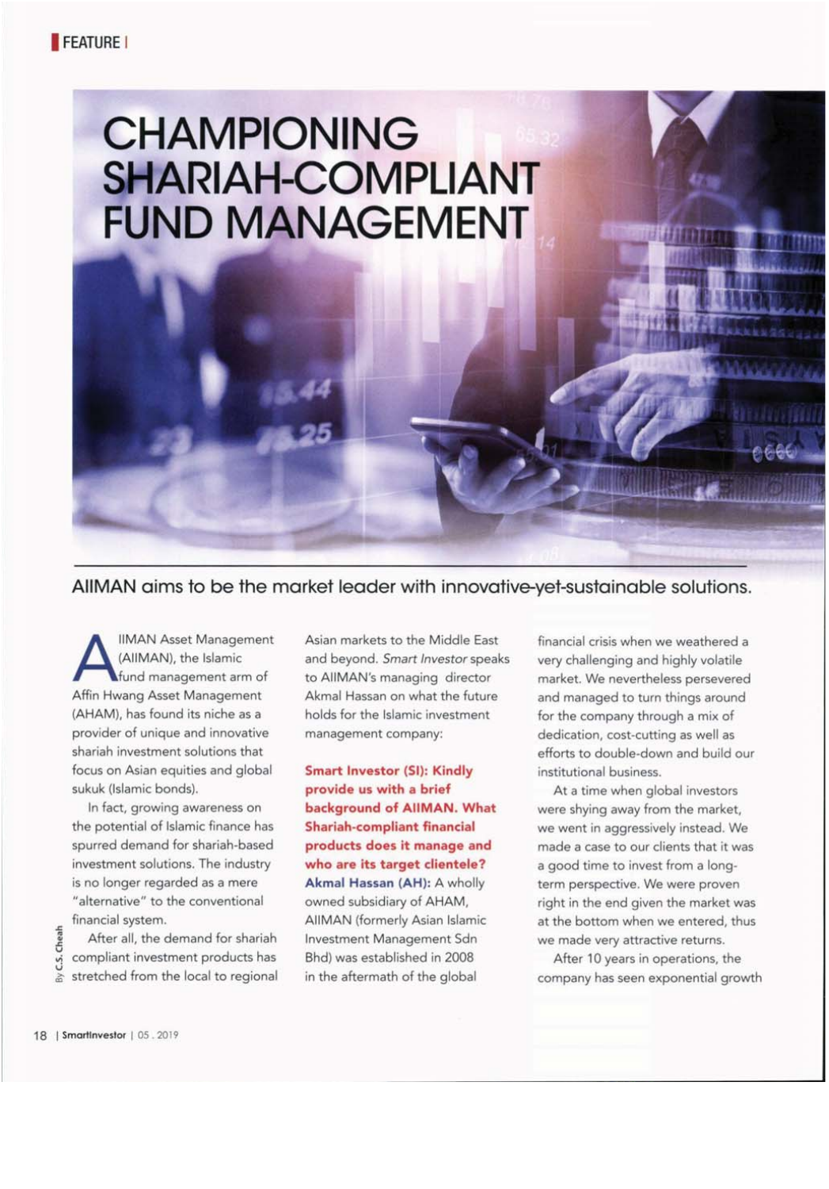FEATURE

# CHAMPIONING SHARIAH-COMPLIANT FUND MANAGEMENT

## AIIMAN aims to be the market leader with innovative-yet-sustainable solutions.

By C.S. Cheah

AIIMAN Asset Management (AIIMAN), the Islamic fund management arm of Affin Hwang Asset Management (AHAM), has found its niche as a provider of unique and innovative shariah investment solutions that focus on Asian equities and global sukuk (Islamic bonds).

In fact, growing awareness on the potential of Islamic finance has spurred demand for shariah-based investment solutions. The industry is no longer regarded as a mere "alternative" to the conventional financial system.

After all, the demand for shariah compliant investment products has stretched from the local to regional Asian markets to the Middle East and beyond. *Smart Investor* speaks to AIIMAN's managing director Akmal Hassan on what the future holds for the Islamic investment management company:

**Smart Investor (SI): Kindly provide us with a brief background of AIIMAN. What Shariah-compliant financial products does it manage and who are its target clientele?**

**Akmal Hassan (AH):** A wholly owned subsidiary of AHAM, AIIMAN (formerly Asian Islamic Investment Management Sdn Bhd) was established in 2008 in the aftermath of the global financial crisis when we weathered a very challenging and highly volatile market. We nevertheless persevered and managed to turn things around for the company through a mix of dedication, cost-cutting as well as efforts to double-down and build our institutional business.

At a time when global investors were shying away from the market, we went in aggressively instead. We made a case to our clients that it was a good time to invest from a long-term perspective. We were proven right in the end given the market was at the bottom when we entered, thus we made very attractive returns.

After 10 years in operations, the company has seen exponential growth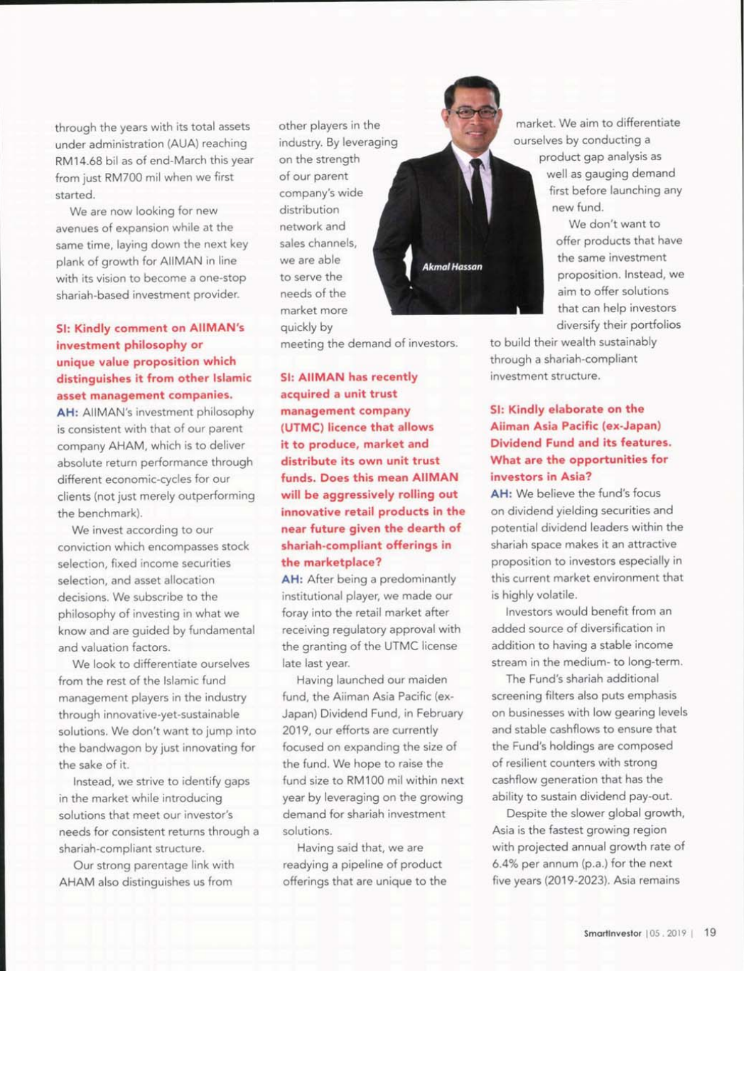through the years with its total assets under administration (AUA) reaching RM14.68 bil as of end-March this year from just RM700 mil when we first started.

We are now looking for new avenues of expansion while at the same time, laying down the next key plank of growth for AIIMAN in line with its vision to become a one-stop shariah-based investment provider.

**SI: Kindly comment on AIIMAN's investment philosophy or unique value proposition which distinguishes it from other Islamic asset management companies.**

**AH:** AIIMAN's investment philosophy is consistent with that of our parent company AHAM, which is to deliver absolute return performance through different economic-cycles for our clients (not just merely outperforming the benchmark).

We invest according to our conviction which encompasses stock selection, fixed income securities selection, and asset allocation decisions. We subscribe to the philosophy of investing in what we know and are guided by fundamental and valuation factors.

We look to differentiate ourselves from the rest of the Islamic fund management players in the industry through innovative-yet-sustainable solutions. We don't want to jump into the bandwagon by just innovating for the sake of it.

Instead, we strive to identify gaps in the market while introducing solutions that meet our investor's needs for consistent returns through a shariah-compliant structure.

Our strong parentage link with AHAM also distinguishes us from other players in the industry. By leveraging on the strength of our parent company's wide distribution network and sales channels, we are able to serve the needs of the market more quickly by meeting the demand of investors.

*Akmal Hassan*

**SI: AIIMAN has recently acquired a unit trust management company (UTMC) licence that allows it to produce, market and distribute its own unit trust funds. Does this mean AIIMAN will be aggressively rolling out innovative retail products in the near future given the dearth of shariah-compliant offerings in the marketplace?**

**AH:** After being a predominantly institutional player, we made our foray into the retail market after receiving regulatory approval with the granting of the UTMC license late last year.

Having launched our maiden fund, the Aiiman Asia Pacific (ex-Japan) Dividend Fund, in February 2019, our efforts are currently focused on expanding the size of the fund. We hope to raise the fund size to RM100 mil within next year by leveraging on the growing demand for shariah investment solutions.

Having said that, we are readying a pipeline of product offerings that are unique to the market. We aim to differentiate ourselves by conducting a product gap analysis as well as gauging demand first before launching any new fund.

We don't want to offer products that have the same investment proposition. Instead, we aim to offer solutions that can help investors diversify their portfolios to build their wealth sustainably through a shariah-compliant investment structure.

**SI: Kindly elaborate on the Aiiman Asia Pacific (ex-Japan) Dividend Fund and its features. What are the opportunities for investors in Asia?**

**AH:** We believe the fund's focus on dividend yielding securities and potential dividend leaders within the shariah space makes it an attractive proposition to investors especially in this current market environment that is highly volatile.

Investors would benefit from an added source of diversification in addition to having a stable income stream in the medium- to long-term.

The Fund's shariah additional screening filters also puts emphasis on businesses with low gearing levels and stable cashflows to ensure that the Fund's holdings are composed of resilient counters with strong cashflow generation that has the ability to sustain dividend pay-out.

Despite the slower global growth, Asia is the fastest growing region with projected annual growth rate of 6.4% per annum (p.a.) for the next five years (2019-2023). Asia remains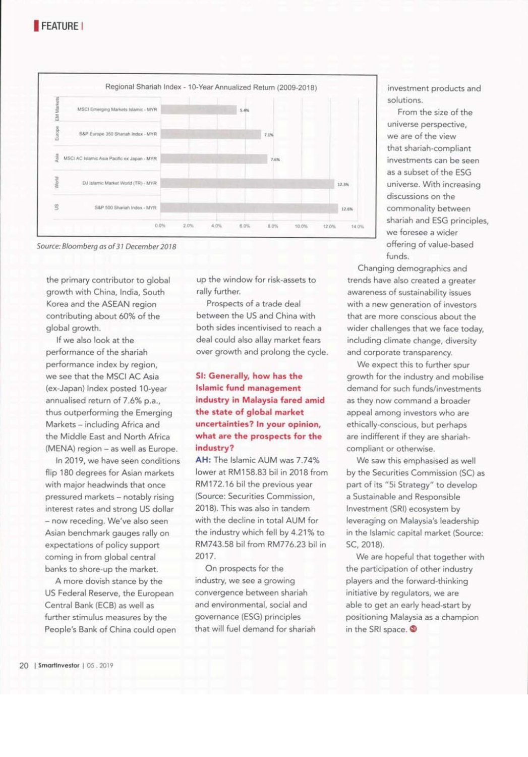Regional Shariah Index - 10-Year Annualized Return (2009-2018)

EM Markets — MSCI Emerging Markets Islamic - MYR — 5.4%

Europe — S&P Europe 350 Shariah Index - MYR — 7.1%

Asia — MSCI AC Islamic Asia Pacific ex Japan - MYR — 7.6%

World — DJ Islamic Market World (TR) - MYR — 12.3%

US — S&P 500 Shariah Index - MYR — 12.6%

0.0% 2.0% 4.0% 6.0% 8.0% 10.0% 12.0% 14.0%

*Source: Bloomberg as of 31 December 2018*

the primary contributor to global growth with China, India, South Korea and the ASEAN region contributing about 60% of the global growth.

If we also look at the performance of the shariah performance index by region, we see that the MSCI AC Asia (ex-Japan) Index posted 10-year annualised return of 7.6% p.a., thus outperforming the Emerging Markets – including Africa and the Middle East and North Africa (MENA) region – as well as Europe.

In 2019, we have seen conditions flip 180 degrees for Asian markets with major headwinds that once pressured markets – notably rising interest rates and strong US dollar – now receding. We've also seen Asian benchmark gauges rally on expectations of policy support coming in from global central banks to shore-up the market.

A more dovish stance by the US Federal Reserve, the European Central Bank (ECB) as well as further stimulus measures by the People's Bank of China could open up the window for risk-assets to rally further.

Prospects of a trade deal between the US and China with both sides incentivised to reach a deal could also allay market fears over growth and prolong the cycle.

**SI: Generally, how has the Islamic fund management industry in Malaysia fared amid the state of global market uncertainties? In your opinion, what are the prospects for the industry?**

**AH:** The Islamic AUM was 7.74% lower at RM158.83 bil in 2018 from RM172.16 bil the previous year (Source: Securities Commission, 2018). This was also in tandem with the decline in total AUM for the industry which fell by 4.21% to RM743.58 bil from RM776.23 bil in 2017.

On prospects for the industry, we see a growing convergence between shariah and environmental, social and governance (ESG) principles that will fuel demand for shariah investment products and solutions.

From the size of the universe perspective, we are of the view that shariah-compliant investments can be seen as a subset of the ESG universe. With increasing discussions on the commonality between shariah and ESG principles, we foresee a wider offering of value-based funds.

Changing demographics and trends have also created a greater awareness of sustainability issues with a new generation of investors that are more conscious about the wider challenges that we face today, including climate change, diversity and corporate transparency.

We expect this to further spur growth for the industry and mobilise demand for such funds/investments as they now command a broader appeal among investors who are ethically-conscious, but perhaps are indifferent if they are shariah-compliant or otherwise.

We saw this emphasised as well by the Securities Commission (SC) as part of its "5i Strategy" to develop a Sustainable and Responsible Investment (SRI) ecosystem by leveraging on Malaysia's leadership in the Islamic capital market (Source: SC, 2018).

We are hopeful that together with the participation of other industry players and the forward-thinking initiative by regulators, we are able to get an early head-start by positioning Malaysia as a champion in the SRI space.